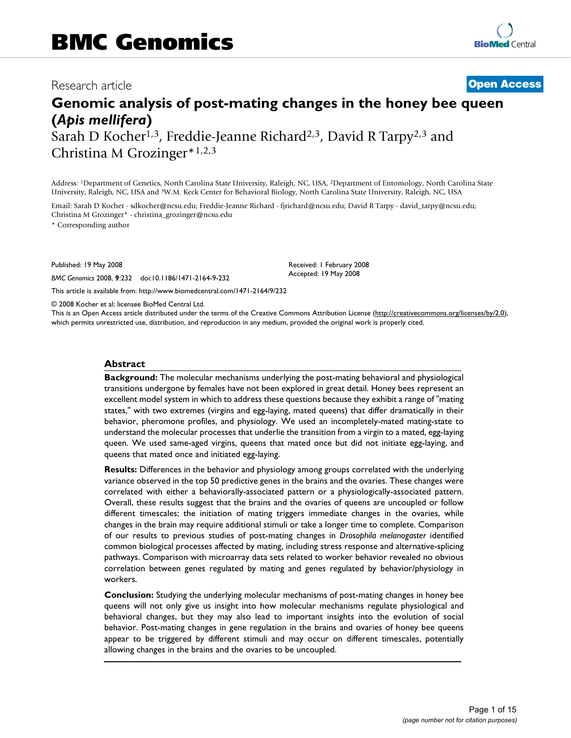BMC Genomics

Research article

**Open Access**

# Genomic analysis of post-mating changes in the honey bee queen (*Apis mellifera*)

Sarah D Kocher[1,3], Freddie-Jeanne Richard[2,3], David R Tarpy[2,3] and Christina M Grozinger*[1,2,3]

Address: [1]Department of Genetics, North Carolina State University, Raleigh, NC, USA, [2]Department of Entomology, North Carolina State University, Raleigh, NC, USA and [3]W.M. Keck Center for Behavioral Biology, North Carolina State University, Raleigh, NC, USA

Email: Sarah D Kocher - sdkocher@ncsu.edu; Freddie-Jeanne Richard - fjrichard@ncsu.edu; David R Tarpy - david_tarpy@ncsu.edu; Christina M Grozinger* - christina_grozinger@ncsu.edu

\* Corresponding author

Published: 19 May 2008

*BMC Genomics* 2008, **9**:232 doi:10.1186/1471-2164-9-232

Received: 1 February 2008
Accepted: 19 May 2008

This article is available from: http://www.biomedcentral.com/1471-2164/9/232

© 2008 Kocher et al; licensee BioMed Central Ltd.
This is an Open Access article distributed under the terms of the Creative Commons Attribution License (http://creativecommons.org/licenses/by/2.0), which permits unrestricted use, distribution, and reproduction in any medium, provided the original work is properly cited.

## Abstract

**Background:** The molecular mechanisms underlying the post-mating behavioral and physiological transitions undergone by females have not been explored in great detail. Honey bees represent an excellent model system in which to address these questions because they exhibit a range of "mating states," with two extremes (virgins and egg-laying, mated queens) that differ dramatically in their behavior, pheromone profiles, and physiology. We used an incompletely-mated mating-state to understand the molecular processes that underlie the transition from a virgin to a mated, egg-laying queen. We used same-aged virgins, queens that mated once but did not initiate egg-laying, and queens that mated once and initiated egg-laying.

**Results:** Differences in the behavior and physiology among groups correlated with the underlying variance observed in the top 50 predictive genes in the brains and the ovaries. These changes were correlated with either a behaviorally-associated pattern or a physiologically-associated pattern. Overall, these results suggest that the brains and the ovaries of queens are uncoupled or follow different timescales; the initiation of mating triggers immediate changes in the ovaries, while changes in the brain may require additional stimuli or take a longer time to complete. Comparison of our results to previous studies of post-mating changes in *Drosophila melanogaster* identified common biological processes affected by mating, including stress response and alternative-splicing pathways. Comparison with microarray data sets related to worker behavior revealed no obvious correlation between genes regulated by mating and genes regulated by behavior/physiology in workers.

**Conclusion:** Studying the underlying molecular mechanisms of post-mating changes in honey bee queens will not only give us insight into how molecular mechanisms regulate physiological and behavioral changes, but they may also lead to important insights into the evolution of social behavior. Post-mating changes in gene regulation in the brains and ovaries of honey bee queens appear to be triggered by different stimuli and may occur on different timescales, potentially allowing changes in the brains and the ovaries to be uncoupled.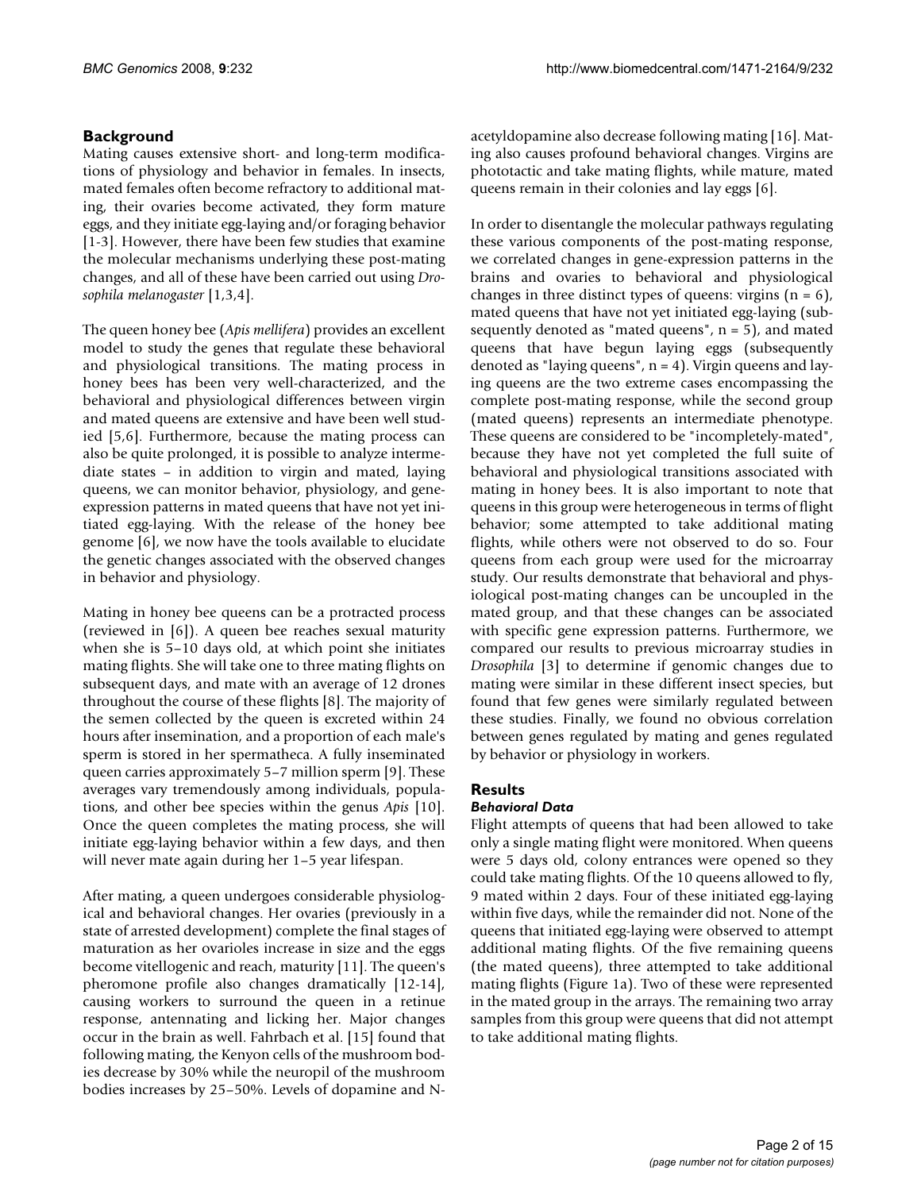## Background

Mating causes extensive short- and long-term modifications of physiology and behavior in females. In insects, mated females often become refractory to additional mating, their ovaries become activated, they form mature eggs, and they initiate egg-laying and/or foraging behavior [1-3]. However, there have been few studies that examine the molecular mechanisms underlying these post-mating changes, and all of these have been carried out using *Drosophila melanogaster* [1,3,4].

The queen honey bee (*Apis mellifera*) provides an excellent model to study the genes that regulate these behavioral and physiological transitions. The mating process in honey bees has been very well-characterized, and the behavioral and physiological differences between virgin and mated queens are extensive and have been well studied [5,6]. Furthermore, because the mating process can also be quite prolonged, it is possible to analyze intermediate states – in addition to virgin and mated, laying queens, we can monitor behavior, physiology, and gene-expression patterns in mated queens that have not yet initiated egg-laying. With the release of the honey bee genome [6], we now have the tools available to elucidate the genetic changes associated with the observed changes in behavior and physiology.

Mating in honey bee queens can be a protracted process (reviewed in [6]). A queen bee reaches sexual maturity when she is 5–10 days old, at which point she initiates mating flights. She will take one to three mating flights on subsequent days, and mate with an average of 12 drones throughout the course of these flights [8]. The majority of the semen collected by the queen is excreted within 24 hours after insemination, and a proportion of each male's sperm is stored in her spermatheca. A fully inseminated queen carries approximately 5–7 million sperm [9]. These averages vary tremendously among individuals, populations, and other bee species within the genus *Apis* [10]. Once the queen completes the mating process, she will initiate egg-laying behavior within a few days, and then will never mate again during her 1–5 year lifespan.

After mating, a queen undergoes considerable physiological and behavioral changes. Her ovaries (previously in a state of arrested development) complete the final stages of maturation as her ovarioles increase in size and the eggs become vitellogenic and reach, maturity [11]. The queen's pheromone profile also changes dramatically [12-14], causing workers to surround the queen in a retinue response, antennating and licking her. Major changes occur in the brain as well. Fahrbach et al. [15] found that following mating, the Kenyon cells of the mushroom bodies decrease by 30% while the neuropil of the mushroom bodies increases by 25–50%. Levels of dopamine and N-acetyldopamine also decrease following mating [16]. Mating also causes profound behavioral changes. Virgins are phototactic and take mating flights, while mature, mated queens remain in their colonies and lay eggs [6].

In order to disentangle the molecular pathways regulating these various components of the post-mating response, we correlated changes in gene-expression patterns in the brains and ovaries to behavioral and physiological changes in three distinct types of queens: virgins ($n = 6$), mated queens that have not yet initiated egg-laying (subsequently denoted as "mated queens", $n = 5$), and mated queens that have begun laying eggs (subsequently denoted as "laying queens", $n = 4$). Virgin queens and laying queens are the two extreme cases encompassing the complete post-mating response, while the second group (mated queens) represents an intermediate phenotype. These queens are considered to be "incompletely-mated", because they have not yet completed the full suite of behavioral and physiological transitions associated with mating in honey bees. It is also important to note that queens in this group were heterogeneous in terms of flight behavior; some attempted to take additional mating flights, while others were not observed to do so. Four queens from each group were used for the microarray study. Our results demonstrate that behavioral and physiological post-mating changes can be uncoupled in the mated group, and that these changes can be associated with specific gene expression patterns. Furthermore, we compared our results to previous microarray studies in *Drosophila* [3] to determine if genomic changes due to mating were similar in these different insect species, but found that few genes were similarly regulated between these studies. Finally, we found no obvious correlation between genes regulated by mating and genes regulated by behavior or physiology in workers.

## Results

### *Behavioral Data*

Flight attempts of queens that had been allowed to take only a single mating flight were monitored. When queens were 5 days old, colony entrances were opened so they could take mating flights. Of the 10 queens allowed to fly, 9 mated within 2 days. Four of these initiated egg-laying within five days, while the remainder did not. None of the queens that initiated egg-laying were observed to attempt additional mating flights. Of the five remaining queens (the mated queens), three attempted to take additional mating flights (Figure 1a). Two of these were represented in the mated group in the arrays. The remaining two array samples from this group were queens that did not attempt to take additional mating flights.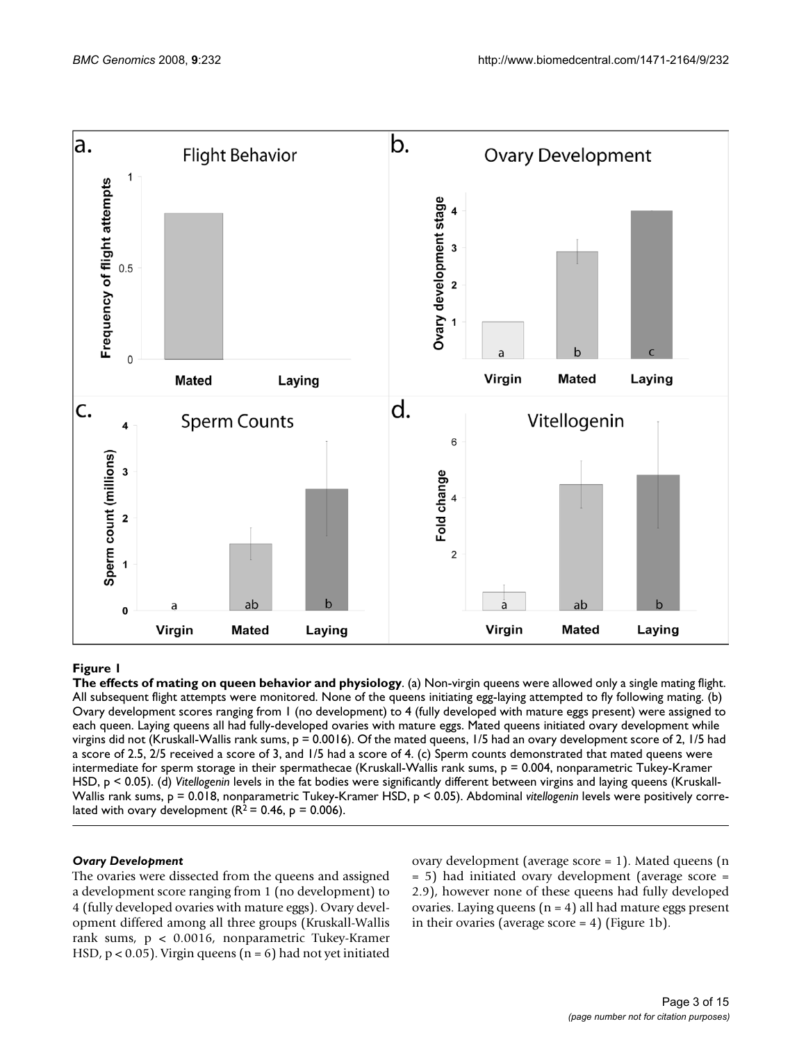**Figure 1**

**The effects of mating on queen behavior and physiology**. (a) Non-virgin queens were allowed only a single mating flight. All subsequent flight attempts were monitored. None of the queens initiating egg-laying attempted to fly following mating. (b) Ovary development scores ranging from 1 (no development) to 4 (fully developed with mature eggs present) were assigned to each queen. Laying queens all had fully-developed ovaries with mature eggs. Mated queens initiated ovary development while virgins did not (Kruskall-Wallis rank sums, $p = 0.0016$). Of the mated queens, 1/5 had an ovary development score of 2, 1/5 had a score of 2.5, 2/5 received a score of 3, and 1/5 had a score of 4. (c) Sperm counts demonstrated that mated queens were intermediate for sperm storage in their spermathecae (Kruskall-Wallis rank sums, $p = 0.004$, nonparametric Tukey-Kramer HSD, $p < 0.05$). (d) *Vitellogenin* levels in the fat bodies were significantly different between virgins and laying queens (Kruskall-Wallis rank sums, $p = 0.018$, nonparametric Tukey-Kramer HSD, $p < 0.05$). Abdominal *vitellogenin* levels were positively correlated with ovary development ($R^2 = 0.46$, $p = 0.006$).

### *Ovary Development*

The ovaries were dissected from the queens and assigned a development score ranging from 1 (no development) to 4 (fully developed ovaries with mature eggs). Ovary development differed among all three groups (Kruskall-Wallis rank sums, $p < 0.0016$, nonparametric Tukey-Kramer HSD, $p < 0.05$). Virgin queens ($n = 6$) had not yet initiated ovary development (average score = 1). Mated queens ($n = 5$) had initiated ovary development (average score = 2.9), however none of these queens had fully developed ovaries. Laying queens ($n = 4$) all had mature eggs present in their ovaries (average score = 4) (Figure 1b).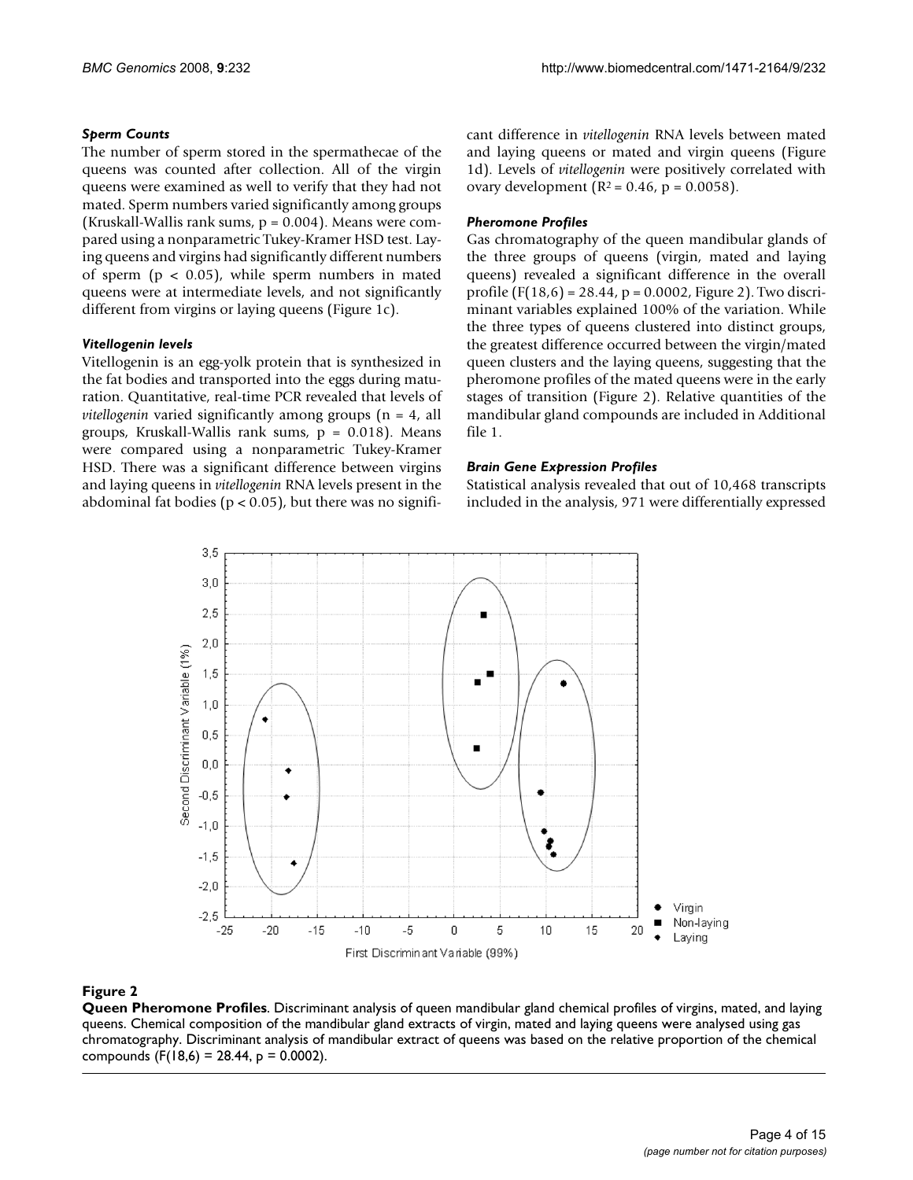### *Sperm Counts*

The number of sperm stored in the spermathecae of the queens was counted after collection. All of the virgin queens were examined as well to verify that they had not mated. Sperm numbers varied significantly among groups (Kruskall-Wallis rank sums, $p = 0.004$). Means were compared using a nonparametric Tukey-Kramer HSD test. Laying queens and virgins had significantly different numbers of sperm ($p < 0.05$), while sperm numbers in mated queens were at intermediate levels, and not significantly different from virgins or laying queens (Figure 1c).

### *Vitellogenin levels*

Vitellogenin is an egg-yolk protein that is synthesized in the fat bodies and transported into the eggs during maturation. Quantitative, real-time PCR revealed that levels of *vitellogenin* varied significantly among groups ($n = 4$, all groups, Kruskall-Wallis rank sums, $p = 0.018$). Means were compared using a nonparametric Tukey-Kramer HSD. There was a significant difference between virgins and laying queens in *vitellogenin* RNA levels present in the abdominal fat bodies ($p < 0.05$), but there was no significant difference in *vitellogenin* RNA levels between mated and laying queens or mated and virgin queens (Figure 1d). Levels of *vitellogenin* were positively correlated with ovary development ($R^2 = 0.46$, $p = 0.0058$).

### *Pheromone Profiles*

Gas chromatography of the queen mandibular glands of the three groups of queens (virgin, mated and laying queens) revealed a significant difference in the overall profile ($F(18,6) = 28.44$, $p = 0.0002$, Figure 2). Two discriminant variables explained 100% of the variation. While the three types of queens clustered into distinct groups, the greatest difference occurred between the virgin/mated queen clusters and the laying queens, suggesting that the pheromone profiles of the mated queens were in the early stages of transition (Figure 2). Relative quantities of the mandibular gland compounds are included in Additional file 1.

### *Brain Gene Expression Profiles*

Statistical analysis revealed that out of 10,468 transcripts included in the analysis, 971 were differentially expressed

**Figure 2**

**Queen Pheromone Profiles**. Discriminant analysis of queen mandibular gland chemical profiles of virgins, mated, and laying queens. Chemical composition of the mandibular gland extracts of virgin, mated and laying queens were analysed using gas chromatography. Discriminant analysis of mandibular extract of queens was based on the relative proportion of the chemical compounds ($F(18,6) = 28.44$, $p = 0.0002$).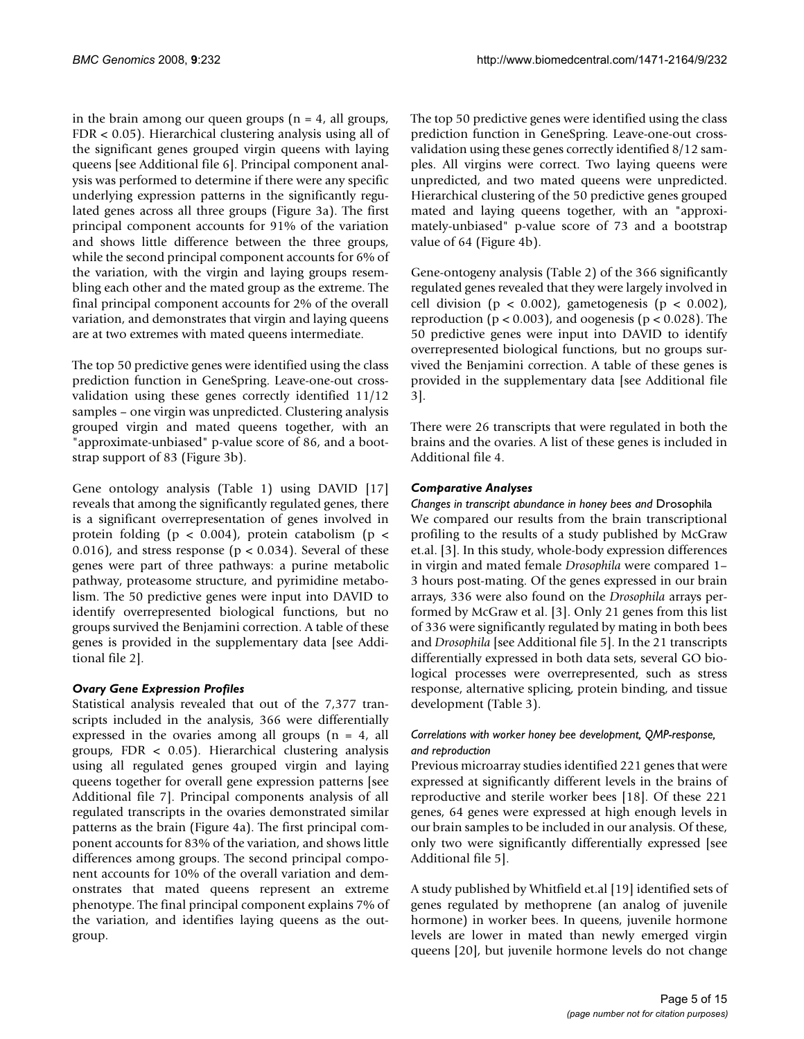in the brain among our queen groups (n = 4, all groups, FDR < 0.05). Hierarchical clustering analysis using all of the significant genes grouped virgin queens with laying queens [see Additional file 6]. Principal component analysis was performed to determine if there were any specific underlying expression patterns in the significantly regulated genes across all three groups (Figure 3a). The first principal component accounts for 91% of the variation and shows little difference between the three groups, while the second principal component accounts for 6% of the variation, with the virgin and laying groups resembling each other and the mated group as the extreme. The final principal component accounts for 2% of the overall variation, and demonstrates that virgin and laying queens are at two extremes with mated queens intermediate.

The top 50 predictive genes were identified using the class prediction function in GeneSpring. Leave-one-out cross-validation using these genes correctly identified 11/12 samples – one virgin was unpredicted. Clustering analysis grouped virgin and mated queens together, with an "approximate-unbiased" p-value score of 86, and a bootstrap support of 83 (Figure 3b).

Gene ontology analysis (Table 1) using DAVID [17] reveals that among the significantly regulated genes, there is a significant overrepresentation of genes involved in protein folding ($p < 0.004$), protein catabolism ($p < 0.016$), and stress response ($p < 0.034$). Several of these genes were part of three pathways: a purine metabolic pathway, proteasome structure, and pyrimidine metabolism. The 50 predictive genes were input into DAVID to identify overrepresented biological functions, but no groups survived the Benjamini correction. A table of these genes is provided in the supplementary data [see Additional file 2].

### *Ovary Gene Expression Profiles*

Statistical analysis revealed that out of the 7,377 transcripts included in the analysis, 366 were differentially expressed in the ovaries among all groups (n = 4, all groups, FDR < 0.05). Hierarchical clustering analysis using all regulated genes grouped virgin and laying queens together for overall gene expression patterns [see Additional file 7]. Principal components analysis of all regulated transcripts in the ovaries demonstrated similar patterns as the brain (Figure 4a). The first principal component accounts for 83% of the variation, and shows little differences among groups. The second principal component accounts for 10% of the overall variation and demonstrates that mated queens represent an extreme phenotype. The final principal component explains 7% of the variation, and identifies laying queens as the outgroup.

The top 50 predictive genes were identified using the class prediction function in GeneSpring. Leave-one-out cross-validation using these genes correctly identified 8/12 samples. All virgins were correct. Two laying queens were unpredicted, and two mated queens were unpredicted. Hierarchical clustering of the 50 predictive genes grouped mated and laying queens together, with an "approximately-unbiased" p-value score of 73 and a bootstrap value of 64 (Figure 4b).

Gene-ontogeny analysis (Table 2) of the 366 significantly regulated genes revealed that they were largely involved in cell division ($p < 0.002$), gametogenesis ($p < 0.002$), reproduction ($p < 0.003$), and oogenesis ($p < 0.028$). The 50 predictive genes were input into DAVID to identify overrepresented biological functions, but no groups survived the Benjamini correction. A table of these genes is provided in the supplementary data [see Additional file 3].

There were 26 transcripts that were regulated in both the brains and the ovaries. A list of these genes is included in Additional file 4.

### *Comparative Analyses*

#### *Changes in transcript abundance in honey bees and* Drosophila

We compared our results from the brain transcriptional profiling to the results of a study published by McGraw et.al. [3]. In this study, whole-body expression differences in virgin and mated female *Drosophila* were compared 1–3 hours post-mating. Of the genes expressed in our brain arrays, 336 were also found on the *Drosophila* arrays performed by McGraw et al. [3]. Only 21 genes from this list of 336 were significantly regulated by mating in both bees and *Drosophila* [see Additional file 5]. In the 21 transcripts differentially expressed in both data sets, several GO biological processes were overrepresented, such as stress response, alternative splicing, protein binding, and tissue development (Table 3).

#### *Correlations with worker honey bee development, QMP-response, and reproduction*

Previous microarray studies identified 221 genes that were expressed at significantly different levels in the brains of reproductive and sterile worker bees [18]. Of these 221 genes, 64 genes were expressed at high enough levels in our brain samples to be included in our analysis. Of these, only two were significantly differentially expressed [see Additional file 5].

A study published by Whitfield et.al [19] identified sets of genes regulated by methoprene (an analog of juvenile hormone) in worker bees. In queens, juvenile hormone levels are lower in mated than newly emerged virgin queens [20], but juvenile hormone levels do not change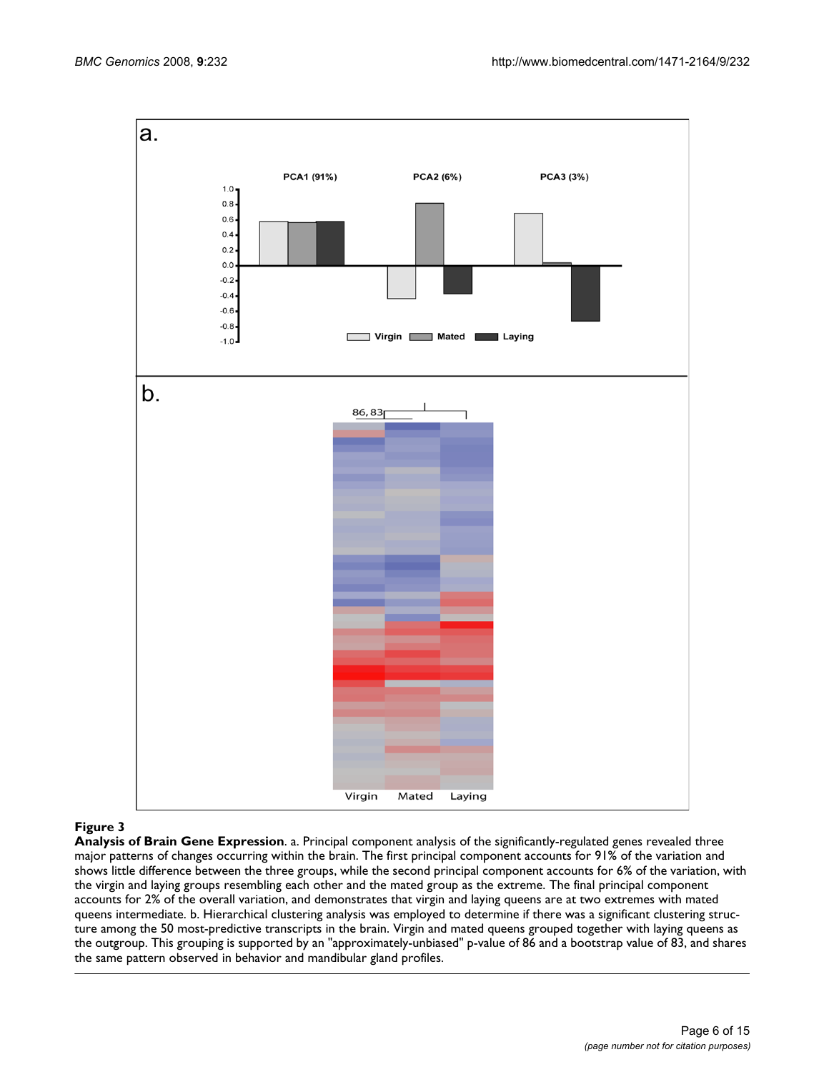**Figure 3**

**Analysis of Brain Gene Expression**. a. Principal component analysis of the significantly-regulated genes revealed three major patterns of changes occurring within the brain. The first principal component accounts for 91% of the variation and shows little difference between the three groups, while the second principal component accounts for 6% of the variation, with the virgin and laying groups resembling each other and the mated group as the extreme. The final principal component accounts for 2% of the overall variation, and demonstrates that virgin and laying queens are at two extremes with mated queens intermediate. b. Hierarchical clustering analysis was employed to determine if there was a significant clustering structure among the 50 most-predictive transcripts in the brain. Virgin and mated queens grouped together with laying queens as the outgroup. This grouping is supported by an "approximately-unbiased" p-value of 86 and a bootstrap value of 83, and shares the same pattern observed in behavior and mandibular gland profiles.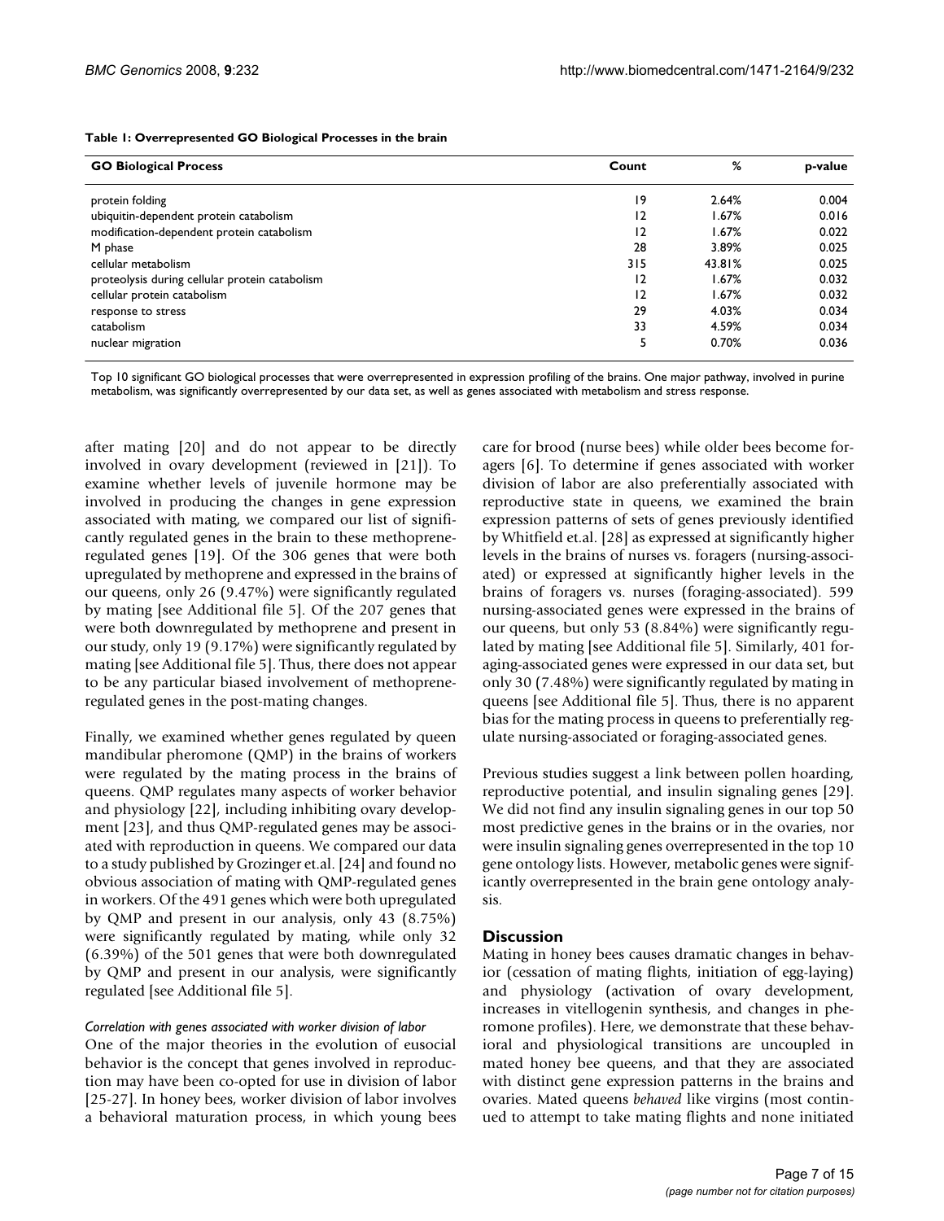**Table 1: Overrepresented GO Biological Processes in the brain**

| GO Biological Process | Count | % | p-value |
| --- | --- | --- | --- |
| protein folding | 19 | 2.64% | 0.004 |
| ubiquitin-dependent protein catabolism | 12 | 1.67% | 0.016 |
| modification-dependent protein catabolism | 12 | 1.67% | 0.022 |
| M phase | 28 | 3.89% | 0.025 |
| cellular metabolism | 315 | 43.81% | 0.025 |
| proteolysis during cellular protein catabolism | 12 | 1.67% | 0.032 |
| cellular protein catabolism | 12 | 1.67% | 0.032 |
| response to stress | 29 | 4.03% | 0.034 |
| catabolism | 33 | 4.59% | 0.034 |
| nuclear migration | 5 | 0.70% | 0.036 |

Top 10 significant GO biological processes that were overrepresented in expression profiling of the brains. One major pathway, involved in purine metabolism, was significantly overrepresented by our data set, as well as genes associated with metabolism and stress response.

after mating [20] and do not appear to be directly involved in ovary development (reviewed in [21]). To examine whether levels of juvenile hormone may be involved in producing the changes in gene expression associated with mating, we compared our list of significantly regulated genes in the brain to these methoprene-regulated genes [19]. Of the 306 genes that were both upregulated by methoprene and expressed in the brains of our queens, only 26 (9.47%) were significantly regulated by mating [see Additional file 5]. Of the 207 genes that were both downregulated by methoprene and present in our study, only 19 (9.17%) were significantly regulated by mating [see Additional file 5]. Thus, there does not appear to be any particular biased involvement of methoprene-regulated genes in the post-mating changes.

Finally, we examined whether genes regulated by queen mandibular pheromone (QMP) in the brains of workers were regulated by the mating process in the brains of queens. QMP regulates many aspects of worker behavior and physiology [22], including inhibiting ovary development [23], and thus QMP-regulated genes may be associated with reproduction in queens. We compared our data to a study published by Grozinger et.al. [24] and found no obvious association of mating with QMP-regulated genes in workers. Of the 491 genes which were both upregulated by QMP and present in our analysis, only 43 (8.75%) were significantly regulated by mating, while only 32 (6.39%) of the 501 genes that were both downregulated by QMP and present in our analysis, were significantly regulated [see Additional file 5].

*Correlation with genes associated with worker division of labor*

One of the major theories in the evolution of eusocial behavior is the concept that genes involved in reproduction may have been co-opted for use in division of labor [25-27]. In honey bees, worker division of labor involves a behavioral maturation process, in which young bees care for brood (nurse bees) while older bees become foragers [6]. To determine if genes associated with worker division of labor are also preferentially associated with reproductive state in queens, we examined the brain expression patterns of sets of genes previously identified by Whitfield et.al. [28] as expressed at significantly higher levels in the brains of nurses vs. foragers (nursing-associated) or expressed at significantly higher levels in the brains of foragers vs. nurses (foraging-associated). 599 nursing-associated genes were expressed in the brains of our queens, but only 53 (8.84%) were significantly regulated by mating [see Additional file 5]. Similarly, 401 foraging-associated genes were expressed in our data set, but only 30 (7.48%) were significantly regulated by mating in queens [see Additional file 5]. Thus, there is no apparent bias for the mating process in queens to preferentially regulate nursing-associated or foraging-associated genes.

Previous studies suggest a link between pollen hoarding, reproductive potential, and insulin signaling genes [29]. We did not find any insulin signaling genes in our top 50 most predictive genes in the brains or in the ovaries, nor were insulin signaling genes overrepresented in the top 10 gene ontology lists. However, metabolic genes were significantly overrepresented in the brain gene ontology analysis.

## Discussion

Mating in honey bees causes dramatic changes in behavior (cessation of mating flights, initiation of egg-laying) and physiology (activation of ovary development, increases in vitellogenin synthesis, and changes in pheromone profiles). Here, we demonstrate that these behavioral and physiological transitions are uncoupled in mated honey bee queens, and that they are associated with distinct gene expression patterns in the brains and ovaries. Mated queens *behaved* like virgins (most continued to attempt to take mating flights and none initiated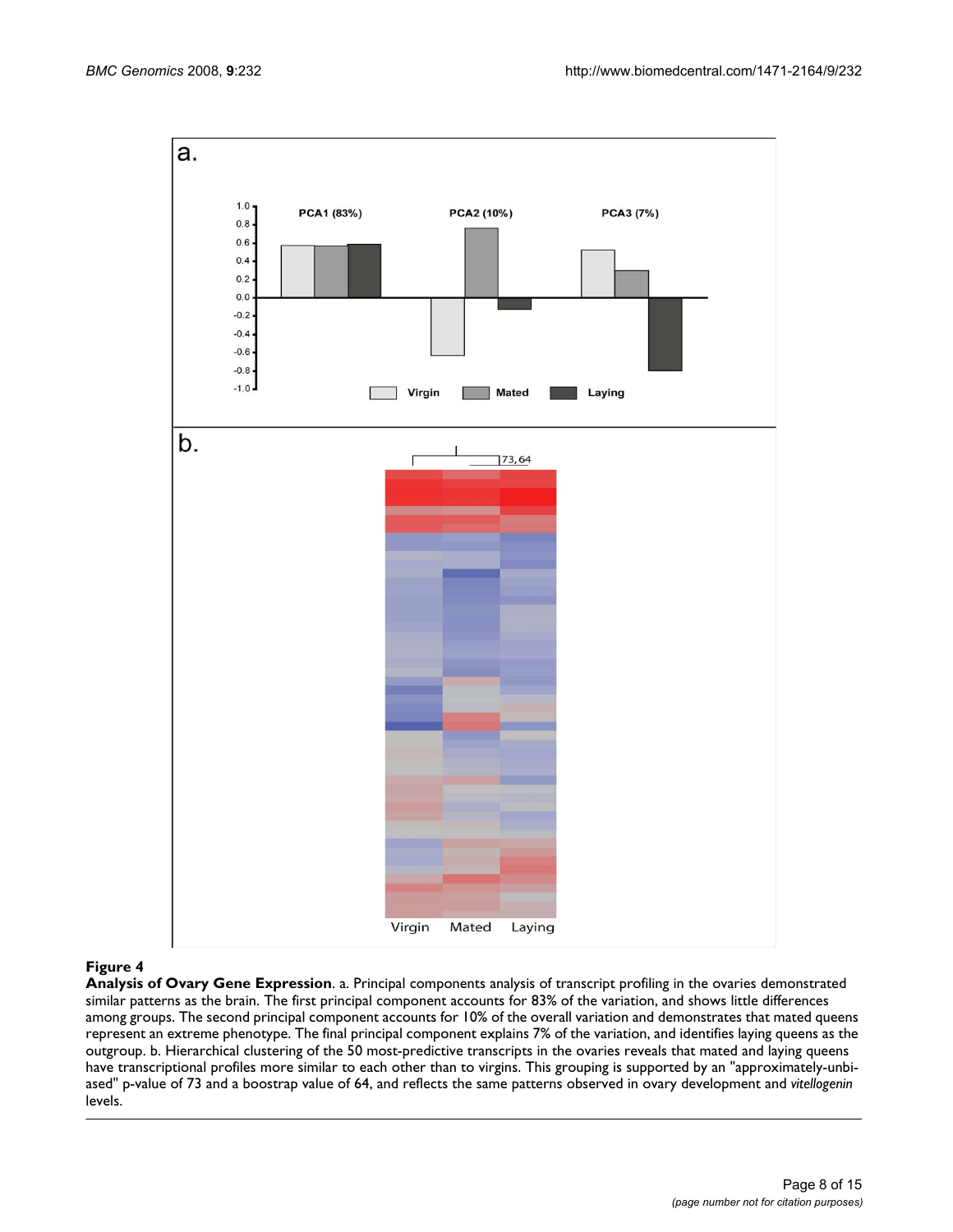**Figure 4**

**Analysis of Ovary Gene Expression**. a. Principal components analysis of transcript profiling in the ovaries demonstrated similar patterns as the brain. The first principal component accounts for 83% of the variation, and shows little differences among groups. The second principal component accounts for 10% of the overall variation and demonstrates that mated queens represent an extreme phenotype. The final principal component explains 7% of the variation, and identifies laying queens as the outgroup. b. Hierarchical clustering of the 50 most-predictive transcripts in the ovaries reveals that mated and laying queens have transcriptional profiles more similar to each other than to virgins. This grouping is supported by an "approximately-unbiased" p-value of 73 and a boostrap value of 64, and reflects the same patterns observed in ovary development and *vitellogenin* levels.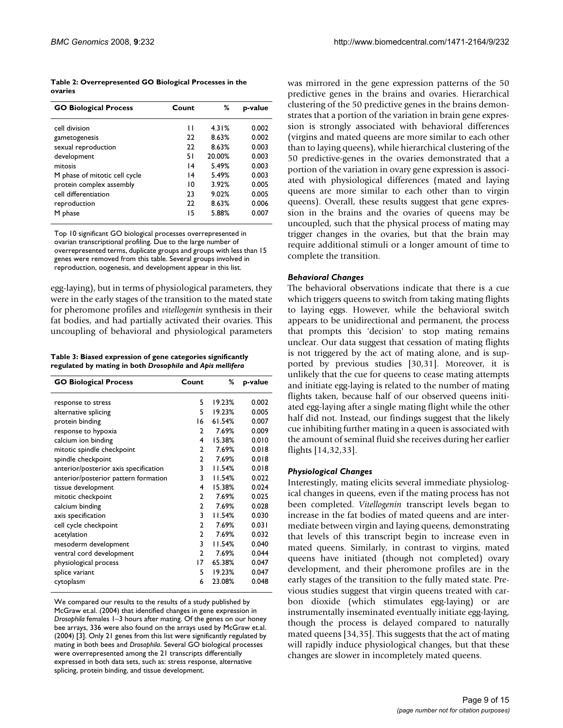**Table 2: Overrepresented GO Biological Processes in the ovaries**

| GO Biological Process | Count | % | p-value |
|---|---|---|---|
| cell division | 11 | 4.31% | 0.002 |
| gametogenesis | 22 | 8.63% | 0.002 |
| sexual reproduction | 22 | 8.63% | 0.003 |
| development | 51 | 20.00% | 0.003 |
| mitosis | 14 | 5.49% | 0.003 |
| M phase of mitotic cell cycle | 14 | 5.49% | 0.003 |
| protein complex assembly | 10 | 3.92% | 0.005 |
| cell differentiation | 23 | 9.02% | 0.005 |
| reproduction | 22 | 8.63% | 0.006 |
| M phase | 15 | 5.88% | 0.007 |

Top 10 significant GO biological processes overrepresented in ovarian transcriptional profiling. Due to the large number of overrepresented terms, duplicate groups and groups with less than 15 genes were removed from this table. Several groups involved in reproduction, oogenesis, and development appear in this list.

egg-laying), but in terms of physiological parameters, they were in the early stages of the transition to the mated state for pheromone profiles and *vitellogenin* synthesis in their fat bodies, and had partially activated their ovaries. This uncoupling of behavioral and physiological parameters was mirrored in the gene expression patterns of the 50 predictive genes in the brains and ovaries. Hierarchical clustering of the 50 predictive genes in the brains demonstrates that a portion of the variation in brain gene expression is strongly associated with behavioral differences (virgins and mated queens are more similar to each other than to laying queens), while hierarchical clustering of the 50 predictive-genes in the ovaries demonstrated that a portion of the variation in ovary gene expression is associated with physiological differences (mated and laying queens are more similar to each other than to virgin queens). Overall, these results suggest that gene expression in the brains and the ovaries of queens may be uncoupled, such that the physical process of mating may trigger changes in the ovaries, but that the brain may require additional stimuli or a longer amount of time to complete the transition.

**Table 3: Biased expression of gene categories significantly regulated by mating in both *Drosophila* and *Apis mellifera***

| GO Biological Process | Count | % | p-value |
|---|---|---|---|
| response to stress | 5 | 19.23% | 0.002 |
| alternative splicing | 5 | 19.23% | 0.005 |
| protein binding | 16 | 61.54% | 0.007 |
| response to hypoxia | 2 | 7.69% | 0.009 |
| calcium ion binding | 4 | 15.38% | 0.010 |
| mitotic spindle checkpoint | 2 | 7.69% | 0.018 |
| spindle checkpoint | 2 | 7.69% | 0.018 |
| anterior/posterior axis specification | 3 | 11.54% | 0.018 |
| anterior/posterior pattern formation | 3 | 11.54% | 0.022 |
| tissue development | 4 | 15.38% | 0.024 |
| mitotic checkpoint | 2 | 7.69% | 0.025 |
| calcium binding | 2 | 7.69% | 0.028 |
| axis specification | 3 | 11.54% | 0.030 |
| cell cycle checkpoint | 2 | 7.69% | 0.031 |
| acetylation | 2 | 7.69% | 0.032 |
| mesoderm development | 3 | 11.54% | 0.040 |
| ventral cord development | 2 | 7.69% | 0.044 |
| physiological process | 17 | 65.38% | 0.047 |
| splice variant | 5 | 19.23% | 0.047 |
| cytoplasm | 6 | 23.08% | 0.048 |

We compared our results to the results of a study published by McGraw et.al. (2004) that identified changes in gene expression in *Drosophila* females 1–3 hours after mating. Of the genes on our honey bee arrays, 336 were also found on the arrays used by McGraw et.al. (2004) [3]. Only 21 genes from this list were significantly regulated by mating in both bees and *Drosophila*. Several GO biological processes were overrepresented among the 21 transcripts differentially expressed in both data sets, such as: stress response, alternative splicing, protein binding, and tissue development.

### *Behavioral Changes*

The behavioral observations indicate that there is a cue which triggers queens to switch from taking mating flights to laying eggs. However, while the behavioral switch appears to be unidirectional and permanent, the process that prompts this 'decision' to stop mating remains unclear. Our data suggest that cessation of mating flights is not triggered by the act of mating alone, and is supported by previous studies [30,31]. Moreover, it is unlikely that the cue for queens to cease mating attempts and initiate egg-laying is related to the number of mating flights taken, because half of our observed queens initiated egg-laying after a single mating flight while the other half did not. Instead, our findings suggest that the likely cue inhibiting further mating in a queen is associated with the amount of seminal fluid she receives during her earlier flights [14,32,33].

### *Physiological Changes*

Interestingly, mating elicits several immediate physiological changes in queens, even if the mating process has not been completed. *Vitellogenin* transcript levels began to increase in the fat bodies of mated queens and are intermediate between virgin and laying queens, demonstrating that levels of this transcript begin to increase even in mated queens. Similarly, in contrast to virgins, mated queens have initiated (though not completed) ovary development, and their pheromone profiles are in the early stages of the transition to the fully mated state. Previous studies suggest that virgin queens treated with carbon dioxide (which stimulates egg-laying) or are instrumentally inseminated eventually initiate egg-laying, though the process is delayed compared to naturally mated queens [34,35]. This suggests that the act of mating will rapidly induce physiological changes, but that these changes are slower in incompletely mated queens.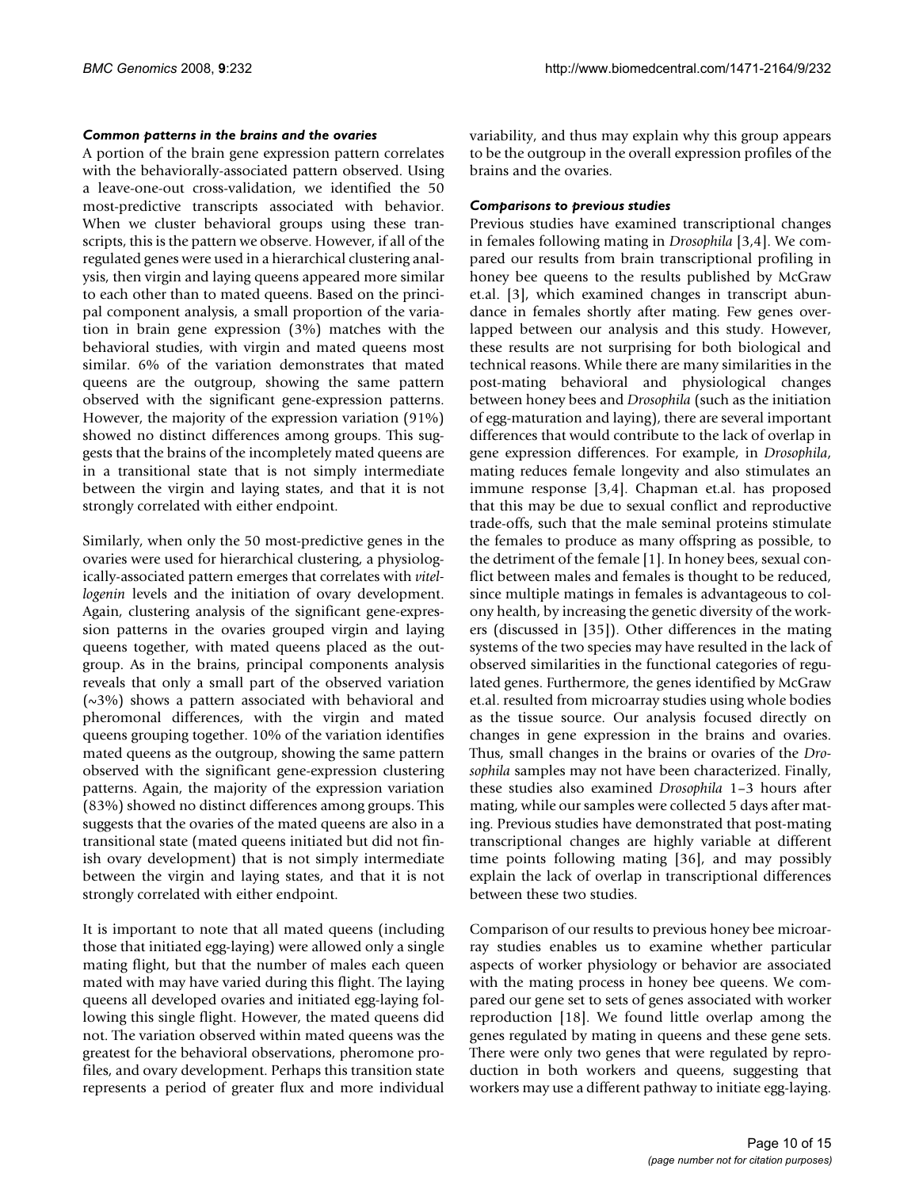### *Common patterns in the brains and the ovaries*

A portion of the brain gene expression pattern correlates with the behaviorally-associated pattern observed. Using a leave-one-out cross-validation, we identified the 50 most-predictive transcripts associated with behavior. When we cluster behavioral groups using these transcripts, this is the pattern we observe. However, if all of the regulated genes were used in a hierarchical clustering analysis, then virgin and laying queens appeared more similar to each other than to mated queens. Based on the principal component analysis, a small proportion of the variation in brain gene expression (3%) matches with the behavioral studies, with virgin and mated queens most similar. 6% of the variation demonstrates that mated queens are the outgroup, showing the same pattern observed with the significant gene-expression patterns. However, the majority of the expression variation (91%) showed no distinct differences among groups. This suggests that the brains of the incompletely mated queens are in a transitional state that is not simply intermediate between the virgin and laying states, and that it is not strongly correlated with either endpoint.

Similarly, when only the 50 most-predictive genes in the ovaries were used for hierarchical clustering, a physiologically-associated pattern emerges that correlates with *vitellogenin* levels and the initiation of ovary development. Again, clustering analysis of the significant gene-expression patterns in the ovaries grouped virgin and laying queens together, with mated queens placed as the outgroup. As in the brains, principal components analysis reveals that only a small part of the observed variation (~3%) shows a pattern associated with behavioral and pheromonal differences, with the virgin and mated queens grouping together. 10% of the variation identifies mated queens as the outgroup, showing the same pattern observed with the significant gene-expression clustering patterns. Again, the majority of the expression variation (83%) showed no distinct differences among groups. This suggests that the ovaries of the mated queens are also in a transitional state (mated queens initiated but did not finish ovary development) that is not simply intermediate between the virgin and laying states, and that it is not strongly correlated with either endpoint.

It is important to note that all mated queens (including those that initiated egg-laying) were allowed only a single mating flight, but that the number of males each queen mated with may have varied during this flight. The laying queens all developed ovaries and initiated egg-laying following this single flight. However, the mated queens did not. The variation observed within mated queens was the greatest for the behavioral observations, pheromone profiles, and ovary development. Perhaps this transition state represents a period of greater flux and more individual variability, and thus may explain why this group appears to be the outgroup in the overall expression profiles of the brains and the ovaries.

### *Comparisons to previous studies*

Previous studies have examined transcriptional changes in females following mating in *Drosophila* [3,4]. We compared our results from brain transcriptional profiling in honey bee queens to the results published by McGraw et.al. [3], which examined changes in transcript abundance in females shortly after mating. Few genes overlapped between our analysis and this study. However, these results are not surprising for both biological and technical reasons. While there are many similarities in the post-mating behavioral and physiological changes between honey bees and *Drosophila* (such as the initiation of egg-maturation and laying), there are several important differences that would contribute to the lack of overlap in gene expression differences. For example, in *Drosophila*, mating reduces female longevity and also stimulates an immune response [3,4]. Chapman et.al. has proposed that this may be due to sexual conflict and reproductive trade-offs, such that the male seminal proteins stimulate the females to produce as many offspring as possible, to the detriment of the female [1]. In honey bees, sexual conflict between males and females is thought to be reduced, since multiple matings in females is advantageous to colony health, by increasing the genetic diversity of the workers (discussed in [35]). Other differences in the mating systems of the two species may have resulted in the lack of observed similarities in the functional categories of regulated genes. Furthermore, the genes identified by McGraw et.al. resulted from microarray studies using whole bodies as the tissue source. Our analysis focused directly on changes in gene expression in the brains and ovaries. Thus, small changes in the brains or ovaries of the *Drosophila* samples may not have been characterized. Finally, these studies also examined *Drosophila* 1–3 hours after mating, while our samples were collected 5 days after mating. Previous studies have demonstrated that post-mating transcriptional changes are highly variable at different time points following mating [36], and may possibly explain the lack of overlap in transcriptional differences between these two studies.

Comparison of our results to previous honey bee microarray studies enables us to examine whether particular aspects of worker physiology or behavior are associated with the mating process in honey bee queens. We compared our gene set to sets of genes associated with worker reproduction [18]. We found little overlap among the genes regulated by mating in queens and these gene sets. There were only two genes that were regulated by reproduction in both workers and queens, suggesting that workers may use a different pathway to initiate egg-laying.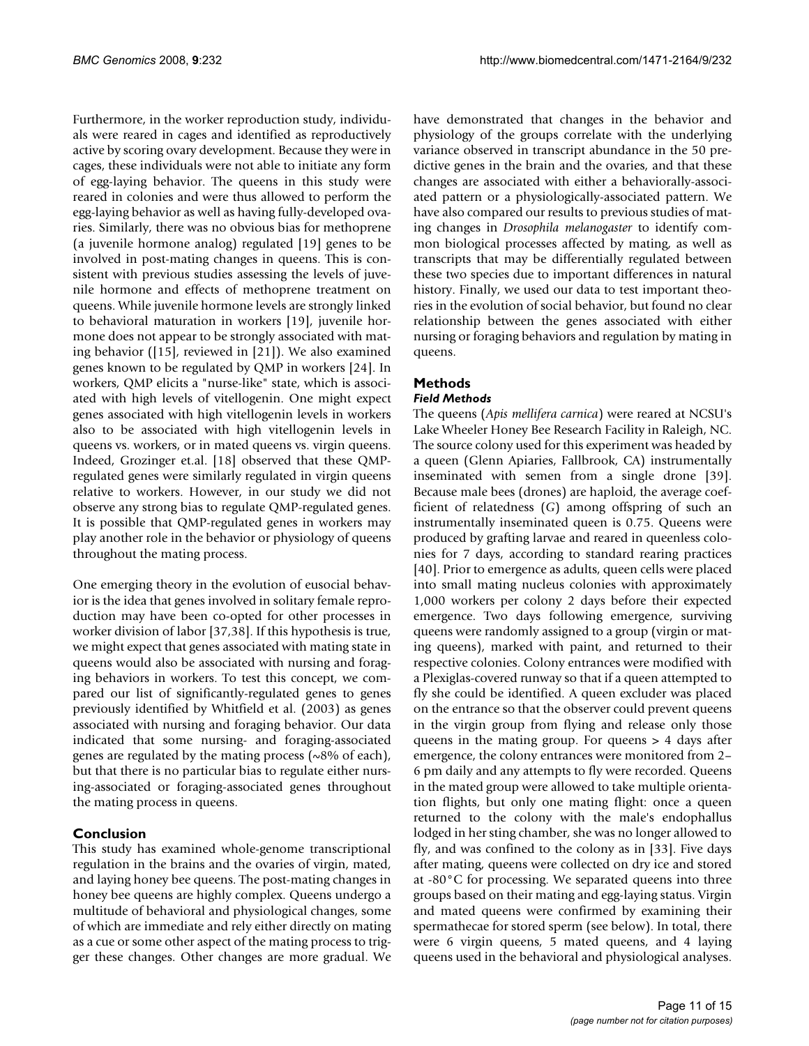Furthermore, in the worker reproduction study, individuals were reared in cages and identified as reproductively active by scoring ovary development. Because they were in cages, these individuals were not able to initiate any form of egg-laying behavior. The queens in this study were reared in colonies and were thus allowed to perform the egg-laying behavior as well as having fully-developed ovaries. Similarly, there was no obvious bias for methoprene (a juvenile hormone analog) regulated [19] genes to be involved in post-mating changes in queens. This is consistent with previous studies assessing the levels of juvenile hormone and effects of methoprene treatment on queens. While juvenile hormone levels are strongly linked to behavioral maturation in workers [19], juvenile hormone does not appear to be strongly associated with mating behavior ([15], reviewed in [21]). We also examined genes known to be regulated by QMP in workers [24]. In workers, QMP elicits a "nurse-like" state, which is associated with high levels of vitellogenin. One might expect genes associated with high vitellogenin levels in workers also to be associated with high vitellogenin levels in queens vs. workers, or in mated queens vs. virgin queens. Indeed, Grozinger et.al. [18] observed that these QMP-regulated genes were similarly regulated in virgin queens relative to workers. However, in our study we did not observe any strong bias to regulate QMP-regulated genes. It is possible that QMP-regulated genes in workers may play another role in the behavior or physiology of queens throughout the mating process.

One emerging theory in the evolution of eusocial behavior is the idea that genes involved in solitary female reproduction may have been co-opted for other processes in worker division of labor [37,38]. If this hypothesis is true, we might expect that genes associated with mating state in queens would also be associated with nursing and foraging behaviors in workers. To test this concept, we compared our list of significantly-regulated genes to genes previously identified by Whitfield et al. (2003) as genes associated with nursing and foraging behavior. Our data indicated that some nursing- and foraging-associated genes are regulated by the mating process (~8% of each), but that there is no particular bias to regulate either nursing-associated or foraging-associated genes throughout the mating process in queens.

## Conclusion

This study has examined whole-genome transcriptional regulation in the brains and the ovaries of virgin, mated, and laying honey bee queens. The post-mating changes in honey bee queens are highly complex. Queens undergo a multitude of behavioral and physiological changes, some of which are immediate and rely either directly on mating as a cue or some other aspect of the mating process to trigger these changes. Other changes are more gradual. We have demonstrated that changes in the behavior and physiology of the groups correlate with the underlying variance observed in transcript abundance in the 50 predictive genes in the brain and the ovaries, and that these changes are associated with either a behaviorally-associated pattern or a physiologically-associated pattern. We have also compared our results to previous studies of mating changes in *Drosophila melanogaster* to identify common biological processes affected by mating, as well as transcripts that may be differentially regulated between these two species due to important differences in natural history. Finally, we used our data to test important theories in the evolution of social behavior, but found no clear relationship between the genes associated with either nursing or foraging behaviors and regulation by mating in queens.

## Methods

### *Field Methods*

The queens (*Apis mellifera carnica*) were reared at NCSU's Lake Wheeler Honey Bee Research Facility in Raleigh, NC. The source colony used for this experiment was headed by a queen (Glenn Apiaries, Fallbrook, CA) instrumentally inseminated with semen from a single drone [39]. Because male bees (drones) are haploid, the average coefficient of relatedness (*G*) among offspring of such an instrumentally inseminated queen is 0.75. Queens were produced by grafting larvae and reared in queenless colonies for 7 days, according to standard rearing practices [40]. Prior to emergence as adults, queen cells were placed into small mating nucleus colonies with approximately 1,000 workers per colony 2 days before their expected emergence. Two days following emergence, surviving queens were randomly assigned to a group (virgin or mating queens), marked with paint, and returned to their respective colonies. Colony entrances were modified with a Plexiglas-covered runway so that if a queen attempted to fly she could be identified. A queen excluder was placed on the entrance so that the observer could prevent queens in the virgin group from flying and release only those queens in the mating group. For queens > 4 days after emergence, the colony entrances were monitored from 2–6 pm daily and any attempts to fly were recorded. Queens in the mated group were allowed to take multiple orientation flights, but only one mating flight: once a queen returned to the colony with the male's endophallus lodged in her sting chamber, she was no longer allowed to fly, and was confined to the colony as in [33]. Five days after mating, queens were collected on dry ice and stored at -80°C for processing. We separated queens into three groups based on their mating and egg-laying status. Virgin and mated queens were confirmed by examining their spermathecae for stored sperm (see below). In total, there were 6 virgin queens, 5 mated queens, and 4 laying queens used in the behavioral and physiological analyses.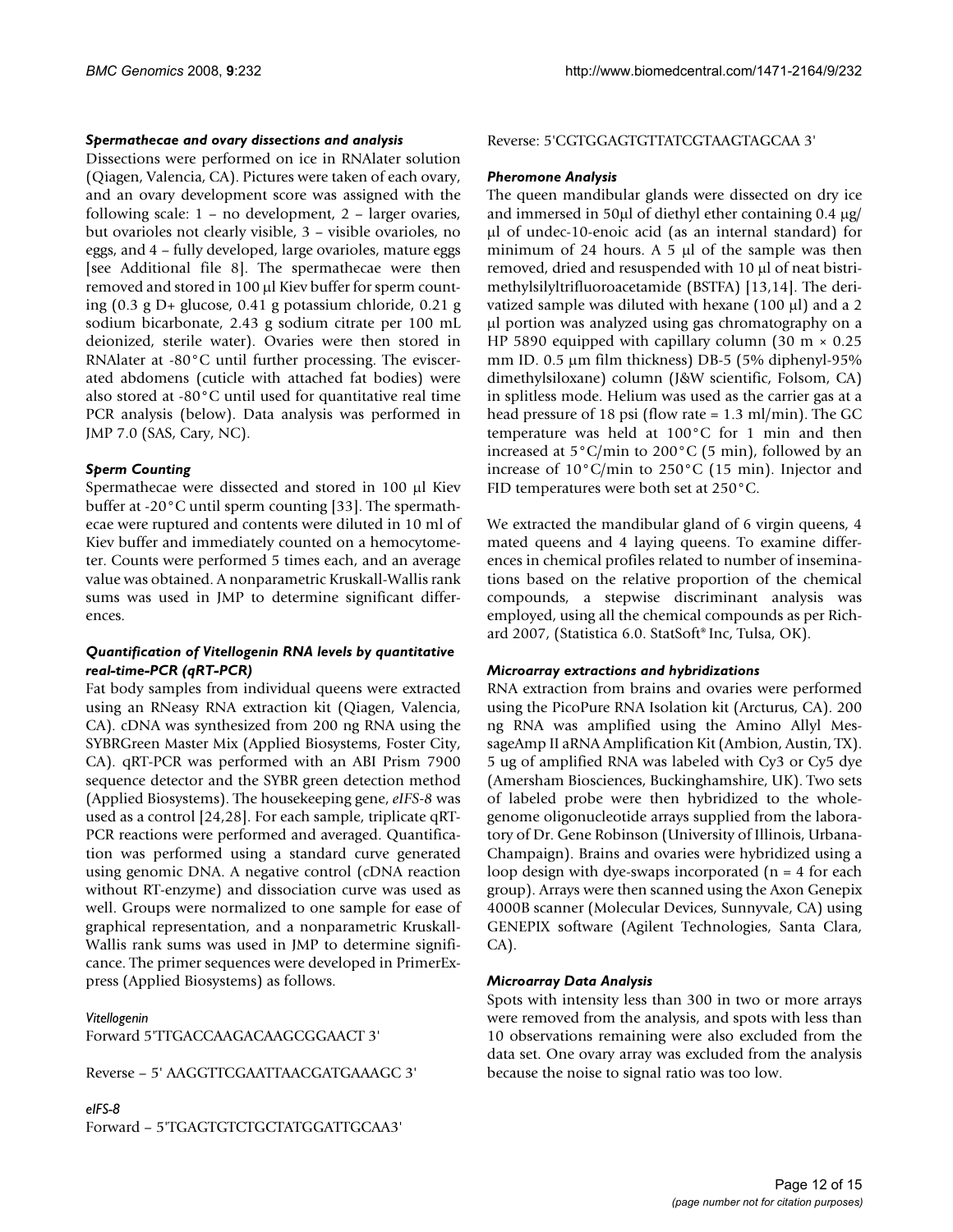### *Spermathecae and ovary dissections and analysis*

Dissections were performed on ice in RNAlater solution (Qiagen, Valencia, CA). Pictures were taken of each ovary, and an ovary development score was assigned with the following scale: 1 – no development, 2 – larger ovaries, but ovarioles not clearly visible, 3 – visible ovarioles, no eggs, and 4 – fully developed, large ovarioles, mature eggs [see Additional file 8]. The spermathecae were then removed and stored in 100 μl Kiev buffer for sperm counting (0.3 g D+ glucose, 0.41 g potassium chloride, 0.21 g sodium bicarbonate, 2.43 g sodium citrate per 100 mL deionized, sterile water). Ovaries were then stored in RNAlater at -80°C until further processing. The eviscerated abdomens (cuticle with attached fat bodies) were also stored at -80°C until used for quantitative real time PCR analysis (below). Data analysis was performed in JMP 7.0 (SAS, Cary, NC).

### *Sperm Counting*

Spermathecae were dissected and stored in 100 μl Kiev buffer at -20°C until sperm counting [33]. The spermathecae were ruptured and contents were diluted in 10 ml of Kiev buffer and immediately counted on a hemocytometer. Counts were performed 5 times each, and an average value was obtained. A nonparametric Kruskall-Wallis rank sums was used in JMP to determine significant differences.

### *Quantification of Vitellogenin RNA levels by quantitative real-time-PCR (qRT-PCR)*

Fat body samples from individual queens were extracted using an RNeasy RNA extraction kit (Qiagen, Valencia, CA). cDNA was synthesized from 200 ng RNA using the SYBRGreen Master Mix (Applied Biosystems, Foster City, CA). qRT-PCR was performed with an ABI Prism 7900 sequence detector and the SYBR green detection method (Applied Biosystems). The housekeeping gene, *eIFS-8* was used as a control [24,28]. For each sample, triplicate qRT-PCR reactions were performed and averaged. Quantification was performed using a standard curve generated using genomic DNA. A negative control (cDNA reaction without RT-enzyme) and dissociation curve was used as well. Groups were normalized to one sample for ease of graphical representation, and a nonparametric Kruskall-Wallis rank sums was used in JMP to determine significance. The primer sequences were developed in PrimerExpress (Applied Biosystems) as follows.

*Vitellogenin*

Forward 5'TTGACCAAGACAAGCGGAACT 3'

Reverse – 5' AAGGTTCGAATTAACGATGAAAGC 3'

*eIFS-8*

Forward – 5'TGAGTGTCTGCTATGGATTGCAA3'

Reverse: 5'CGTGGAGTGTTATCGTAAGTAGCAA 3'

### *Pheromone Analysis*

The queen mandibular glands were dissected on dry ice and immersed in 50μl of diethyl ether containing 0.4 μg/μl of undec-10-enoic acid (as an internal standard) for minimum of 24 hours. A 5 μl of the sample was then removed, dried and resuspended with 10 μl of neat bistrimethylsilyltrifluoroacetamide (BSTFA) [13,14]. The derivatized sample was diluted with hexane (100 μl) and a 2 μl portion was analyzed using gas chromatography on a HP 5890 equipped with capillary column (30 m × 0.25 mm ID. 0.5 μm film thickness) DB-5 (5% diphenyl-95% dimethylsiloxane) column (J&W scientific, Folsom, CA) in splitless mode. Helium was used as the carrier gas at a head pressure of 18 psi (flow rate = 1.3 ml/min). The GC temperature was held at 100°C for 1 min and then increased at 5°C/min to 200°C (5 min), followed by an increase of 10°C/min to 250°C (15 min). Injector and FID temperatures were both set at 250°C.

We extracted the mandibular gland of 6 virgin queens, 4 mated queens and 4 laying queens. To examine differences in chemical profiles related to number of inseminations based on the relative proportion of the chemical compounds, a stepwise discriminant analysis was employed, using all the chemical compounds as per Richard 2007, (Statistica 6.0. StatSoft® Inc, Tulsa, OK).

### *Microarray extractions and hybridizations*

RNA extraction from brains and ovaries were performed using the PicoPure RNA Isolation kit (Arcturus, CA). 200 ng RNA was amplified using the Amino Allyl MessageAmp II aRNA Amplification Kit (Ambion, Austin, TX). 5 ug of amplified RNA was labeled with Cy3 or Cy5 dye (Amersham Biosciences, Buckinghamshire, UK). Two sets of labeled probe were then hybridized to the whole-genome oligonucleotide arrays supplied from the laboratory of Dr. Gene Robinson (University of Illinois, Urbana-Champaign). Brains and ovaries were hybridized using a loop design with dye-swaps incorporated (n = 4 for each group). Arrays were then scanned using the Axon Genepix 4000B scanner (Molecular Devices, Sunnyvale, CA) using GENEPIX software (Agilent Technologies, Santa Clara, CA).

### *Microarray Data Analysis*

Spots with intensity less than 300 in two or more arrays were removed from the analysis, and spots with less than 10 observations remaining were also excluded from the data set. One ovary array was excluded from the analysis because the noise to signal ratio was too low.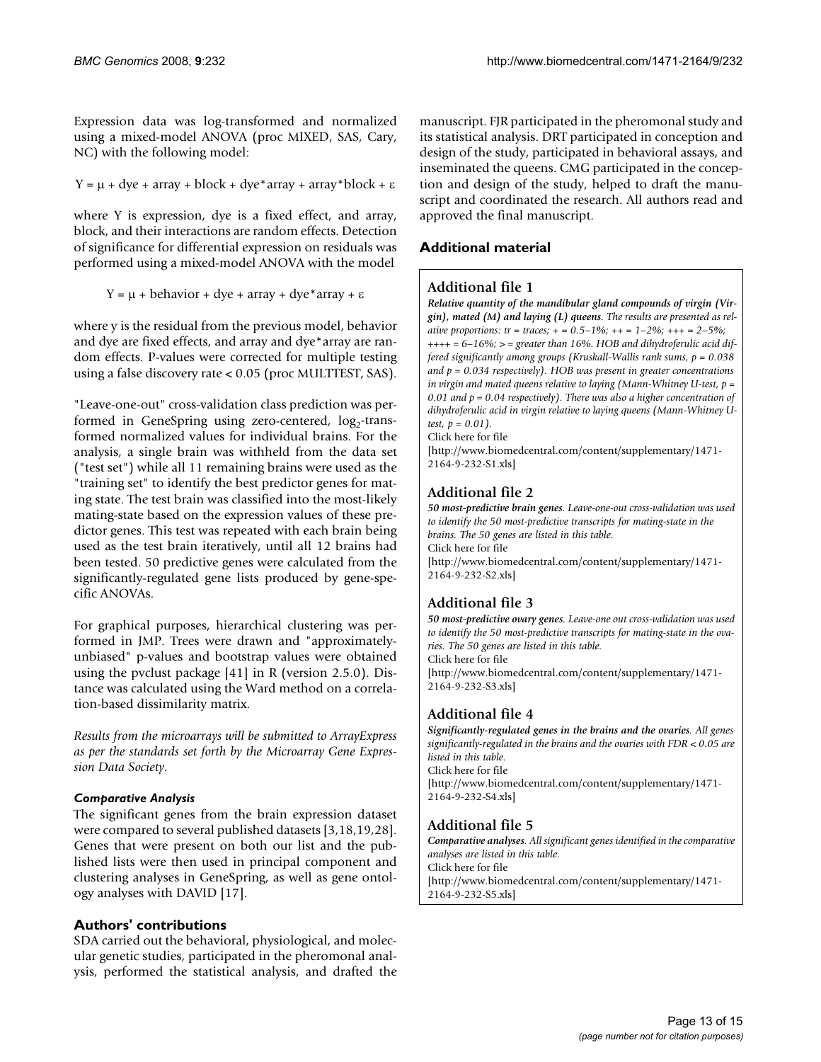Expression data was log-transformed and normalized using a mixed-model ANOVA (proc MIXED, SAS, Cary, NC) with the following model:

$$Y = \mu + \text{dye} + \text{array} + \text{block} + \text{dye*array} + \text{array*block} + \varepsilon$$

where Y is expression, dye is a fixed effect, and array, block, and their interactions are random effects. Detection of significance for differential expression on residuals was performed using a mixed-model ANOVA with the model

$$Y = \mu + \text{behavior} + \text{dye} + \text{array} + \text{dye*array} + \varepsilon$$

where y is the residual from the previous model, behavior and dye are fixed effects, and array and dye*array are random effects. P-values were corrected for multiple testing using a false discovery rate < 0.05 (proc MULTTEST, SAS).

"Leave-one-out" cross-validation class prediction was performed in GeneSpring using zero-centered, $\log_2$-transformed normalized values for individual brains. For the analysis, a single brain was withheld from the data set ("test set") while all 11 remaining brains were used as the "training set" to identify the best predictor genes for mating state. The test brain was classified into the most-likely mating-state based on the expression values of these predictor genes. This test was repeated with each brain being used as the test brain iteratively, until all 12 brains had been tested. 50 predictive genes were calculated from the significantly-regulated gene lists produced by gene-specific ANOVAs.

For graphical purposes, hierarchical clustering was performed in JMP. Trees were drawn and "approximately-unbiased" p-values and bootstrap values were obtained using the pvclust package [41] in R (version 2.5.0). Distance was calculated using the Ward method on a correlation-based dissimilarity matrix.

*Results from the microarrays will be submitted to ArrayExpress as per the standards set forth by the Microarray Gene Expression Data Society.*

### *Comparative Analysis*

The significant genes from the brain expression dataset were compared to several published datasets [3,18,19,28]. Genes that were present on both our list and the published lists were then used in principal component and clustering analyses in GeneSpring, as well as gene ontology analyses with DAVID [17].

## Authors' contributions

SDA carried out the behavioral, physiological, and molecular genetic studies, participated in the pheromonal analysis, performed the statistical analysis, and drafted the manuscript. FJR participated in the pheromonal study and its statistical analysis. DRT participated in conception and design of the study, participated in behavioral assays, and inseminated the queens. CMG participated in the conception and design of the study, helped to draft the manuscript and coordinated the research. All authors read and approved the final manuscript.

## Additional material

### Additional file 1

***Relative quantity of the mandibular gland compounds of virgin (Virgin), mated (M) and laying (L) queens****. The results are presented as relative proportions: tr = traces; + = 0.5–1%; ++ = 1–2%; +++ = 2–5%; ++++ = 6–16%; > = greater than 16%. HOB and dihydroferulic acid differed significantly among groups (Kruskall-Wallis rank sums, p = 0.038 and p = 0.034 respectively). HOB was present in greater concentrations in virgin and mated queens relative to laying (Mann-Whitney U-test, p = 0.01 and p = 0.04 respectively). There was also a higher concentration of dihydroferulic acid in virgin relative to laying queens (Mann-Whitney U-test, p = 0.01).*

Click here for file

[http://www.biomedcentral.com/content/supplementary/1471-2164-9-232-S1.xls]

### Additional file 2

***50 most-predictive brain genes****. Leave-one-out cross-validation was used to identify the 50 most-predictive transcripts for mating-state in the brains. The 50 genes are listed in this table.*

Click here for file

[http://www.biomedcentral.com/content/supplementary/1471-2164-9-232-S2.xls]

### Additional file 3

***50 most-predictive ovary genes****. Leave-one out cross-validation was used to identify the 50 most-predictive transcripts for mating-state in the ovaries. The 50 genes are listed in this table.*

Click here for file

[http://www.biomedcentral.com/content/supplementary/1471-2164-9-232-S3.xls]

### Additional file 4

***Significantly-regulated genes in the brains and the ovaries****. All genes significantly-regulated in the brains and the ovaries with FDR < 0.05 are listed in this table.*

Click here for file

[http://www.biomedcentral.com/content/supplementary/1471-2164-9-232-S4.xls]

### Additional file 5

***Comparative analyses****. All significant genes identified in the comparative analyses are listed in this table.*

Click here for file

[http://www.biomedcentral.com/content/supplementary/1471-2164-9-232-S5.xls]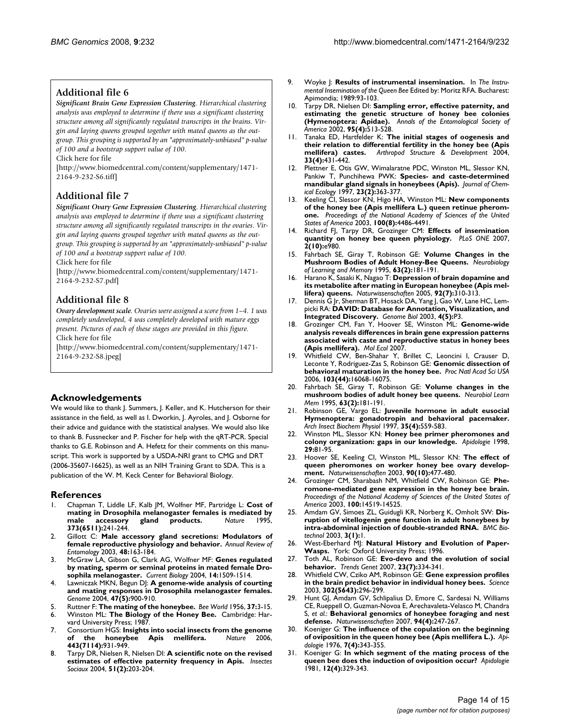## Additional file 6

***Significant Brain Gene Expression Clustering****. Hierarchical clustering analysis was employed to determine if there was a significant clustering structure among all significantly regulated transcripts in the brains. Virgin and laying queens grouped together with mated queens as the outgroup. This grouping is supported by an "approximately-unbiased" p-value of 100 and a bootstrap support value of 100.*

Click here for file

[http://www.biomedcentral.com/content/supplementary/1471-2164-9-232-S6.tiff]

## Additional file 7

***Significant Ovary Gene Expression Clustering****. Hierarchical clustering analysis was employed to determine if there was a significant clustering structure among all significantly regulated transcripts in the ovaries. Virgin and laying queens grouped together with mated queens as the outgroup. This grouping is supported by an "approximately-unbiased" p-value of 100 and a bootstrap support value of 100.*

Click here for file

[http://www.biomedcentral.com/content/supplementary/1471-2164-9-232-S7.pdf]

## Additional file 8

***Ovary development scale****. Ovaries were assigned a score from 1–4. 1 was completely undeveloped, 4 was completely developed with mature eggs present. Pictures of each of these stages are provided in this figure.*

Click here for file

[http://www.biomedcentral.com/content/supplementary/1471-2164-9-232-S8.jpeg]

## Acknowledgements

We would like to thank J. Summers, J. Keller, and K. Hutcherson for their assistance in the field, as well as I. Dworkin, J. Ayroles, and J. Osborne for their advice and guidance with the statistical analyses. We would also like to thank B. Fussnecker and P. Fischer for help with the qRT-PCR. Special thanks to G.E. Robinson and A. Hefetz for their comments on this manuscript. This work is supported by a USDA-NRI grant to CMG and DRT (2006-35607-16625), as well as an NIH Training Grant to SDA. This is a publication of the W. M. Keck Center for Behavioral Biology.

## References

1. Chapman T, Liddle LF, Kalb JM, Wolfner MF, Partridge L: **Cost of mating in Drosophila melanogaster females is mediated by male accessory gland products.** *Nature* 1995, **373(6511):**241-244.
2. Gillott C: **Male accessory gland secretions: Modulators of female reproductive physiology and behavior.** *Annual Review of Entomology* 2003, **48:**163-184.
3. McGraw LA, Gibson G, Clark AG, Wolfner MF: **Genes regulated by mating, sperm or seminal proteins in mated female Drosophila melanogaster.** *Current Biology* 2004, **14:**1509-1514.
4. Lawniczak MKN, Begun DJ: **A genome-wide analysis of courting and mating responses in Drosophila melanogaster females.** *Genome* 2004, **47(5):**900-910.
5. Ruttner F: **The mating of the honeybee.** *Bee World* 1956, **37:**3-15.
6. Winston ML: **The Biology of the Honey Bee.** Cambridge: Harvard University Press; 1987.
7. Consortium HGS: **Insights into social insects from the genome of the honeybee Apis mellifera.** *Nature* 2006, **443(7114):**931-949.
8. Tarpy DR, Nielsen R, Nielsen DI: **A scientific note on the revised estimates of effective paternity frequency in Apis.** *Insectes Sociaux* 2004, **51(2):**203-204.
9. Woyke J: **Results of instrumental insemination.** In *The Instrumental Insemination of the Queen Bee* Edited by: Moritz RFA. Bucharest: Apimondia; 1989:93-103.
10. Tarpy DR, Nielsen DI: **Sampling error, effective paternity, and estimating the genetic structure of honey bee colonies (Hymenoptera: Apidae).** *Annals of the Entomological Society of America* 2002, **95(4):**513-528.
11. Tanaka ED, Hartfelder K: **The initial stages of oogenesis and their relation to differential fertility in the honey bee (Apis mellifera) castes.** *Arthropod Structure & Development* 2004, **33(4):**431-442.
12. Plettner E, Otis GW, Wimalaratne PDC, Winston ML, Slessor KN, Pankiw T, Punchihewa PWK: **Species- and caste-determined mandibular gland signals in honeybees (Apis).** *Journal of Chemical Ecology* 1997, **23(2):**363-377.
13. Keeling CI, Slessor KN, Higo HA, Winston ML: **New components of the honey bee (Apis mellifera L.) queen retinue pheromone.** *Proceedings of the National Academy of Sciences of the United States of America* 2003, **100(8):**4486-4491.
14. Richard FJ, Tarpy DR, Grozinger CM: **Effects of insemination quantity on honey bee queen physiology.** *PLoS ONE* 2007, **2(10):**e980.
15. Fahrbach SE, Giray T, Robinson GE: **Volume Changes in the Mushroom Bodies of Adult Honey-Bee Queens.** *Neurobiology of Learning and Memory* 1995, **63(2):**181-191.
16. Harano K, Sasaki K, Nagao T: **Depression of brain dopamine and its metabolite after mating in European honeybee (Apis mellifera) queens.** *Naturwissenschaften* 2005, **92(7):**310-313.
17. Dennis G Jr, Sherman BT, Hosack DA, Yang J, Gao W, Lane HC, Lempicki RA: **DAVID: Database for Annotation, Visualization, and Integrated Discovery.** *Genome Biol* 2003, **4(5):**P3.
18. Grozinger CM, Fan Y, Hoover SE, Winston ML: **Genome-wide analysis reveals differences in brain gene expression patterns associated with caste and reproductive status in honey bees (Apis mellifera).** *Mol Ecol* 2007.
19. Whitfield CW, Ben-Shahar Y, Brillet C, Leoncini I, Crauser D, Leconte Y, Rodriguez-Zas S, Robinson GE: **Genomic dissection of behavioral maturation in the honey bee.** *Proc Natl Acad Sci USA* 2006, **103(44):**16068-16075.
20. Fahrbach SE, Giray T, Robinson GE: **Volume changes in the mushroom bodies of adult honey bee queens.** *Neurobiol Learn Mem* 1995, **63(2):**181-191.
21. Robinson GE, Vargo EL: **Juvenile hormone in adult eusocial Hymenoptera: gonadotropin and behavioral pacemaker.** *Arch Insect Biochem Physiol* 1997, **35(4):**559-583.
22. Winston ML, Slessor KN: **Honey bee primer pheromones and colony organization: gaps in our knowledge.** *Apidologie* 1998, **29:**81-95.
23. Hoover SE, Keeling CI, Winston ML, Slessor KN: **The effect of queen pheromones on worker honey bee ovary development.** *Naturwissenschaften* 2003, **90(10):**477-480.
24. Grozinger CM, Sharabash NM, Whitfield CW, Robinson GE: **Pheromone-mediated gene expression in the honey bee brain.** *Proceedings of the National Academy of Sciences of the United States of America* 2003, **100:**14519-14525.
25. Amdam GV, Simoes ZL, Guidugli KR, Norberg K, Omholt SW: **Disruption of vitellogenin gene function in adult honeybees by intra-abdominal injection of double-stranded RNA.** *BMC Biotechnol* 2003, **3(1):**1.
26. West-Eberhard MJ: **Natural History and Evolution of Paper-Wasps.** York: Oxford University Press; 1996.
27. Toth AL, Robinson GE: **Evo-devo and the evolution of social behavior.** *Trends Genet* 2007, **23(7):**334-341.
28. Whitfield CW, Cziko AM, Robinson GE: **Gene expression profiles in the brain predict behavior in individual honey bees.** *Science* 2003, **302(5643):**296-299.
29. Hunt GJ, Amdam GV, Schlipalius D, Emore C, Sardesai N, Williams CE, Rueppell O, Guzman-Novoa E, Arechavaleta-Velasco M, Chandra S, *et al.*: **Behavioral genomics of honeybee foraging and nest defense.** *Naturwissenschaften* 2007, **94(4):**247-267.
30. Koeniger G: **The influence of the copulation on the beginning of oviposition in the queen honey bee (Apis mellifera L.).** *Apidologie* 1976, **7(4):**343-355.
31. Koeniger G: **In which segment of the mating process of the queen bee does the induction of oviposition occur?** *Apidologie* 1981, **12(4):**329-343.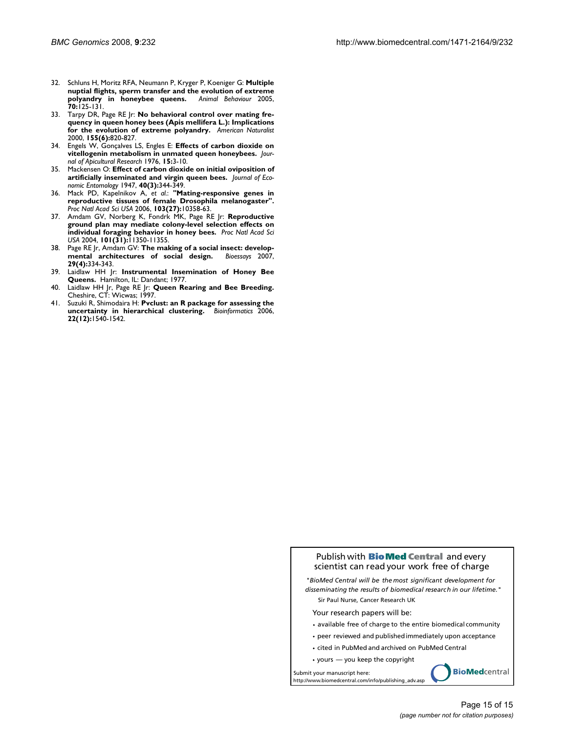32. Schluns H, Moritz RFA, Neumann P, Kryger P, Koeniger G: **Multiple nuptial flights, sperm transfer and the evolution of extreme polyandry in honeybee queens.** *Animal Behaviour* 2005, **70:**125-131.
33. Tarpy DR, Page RE Jr: **No behavioral control over mating frequency in queen honey bees (Apis mellifera L.): Implications for the evolution of extreme polyandry.** *American Naturalist* 2000, **155(6):**820-827.
34. Engels W, Gonçalves LS, Engles E: **Effects of carbon dioxide on vitellogenin metabolism in unmated queen honeybees.** *Journal of Apicultural Research* 1976, **15:**3-10.
35. Mackensen O: **Effect of carbon dioxide on initial oviposition of artificially inseminated and virgin queen bees.** *Journal of Economic Entomology* 1947, **40(3):**344-349.
36. Mack PD, Kapelnikov A, *et al.*: **"Mating-responsive genes in reproductive tissues of female Drosophila melanogaster".** *Proc Natl Acad Sci USA* 2006, **103(27):**10358-63.
37. Amdam GV, Norberg K, Fondrk MK, Page RE Jr: **Reproductive ground plan may mediate colony-level selection effects on individual foraging behavior in honey bees.** *Proc Natl Acad Sci USA* 2004, **101(31):**11350-11355.
38. Page RE Jr, Amdam GV: **The making of a social insect: developmental architectures of social design.** *Bioessays* 2007, **29(4):**334-343.
39. Laidlaw HH Jr: **Instrumental Insemination of Honey Bee Queens.** Hamilton, IL: Dandant; 1977.
40. Laidlaw HH Jr, Page RE Jr: **Queen Rearing and Bee Breeding.** Cheshire, CT: Wicwas; 1997.
41. Suzuki R, Shimodaira H: **Pvclust: an R package for assessing the uncertainty in hierarchical clustering.** *Bioinformatics* 2006, **22(12):**1540-1542.

Publish with **BioMed Central** and every scientist can read your work free of charge

*"BioMed Central will be the most significant development for disseminating the results of biomedical research in our lifetime."*

Sir Paul Nurse, Cancer Research UK

Your research papers will be:

- available free of charge to the entire biomedical community
- peer reviewed and published immediately upon acceptance
- cited in PubMed and archived on PubMed Central
- yours — you keep the copyright

Submit your manuscript here:
http://www.biomedcentral.com/info/publishing_adv.asp

**BioMed**central